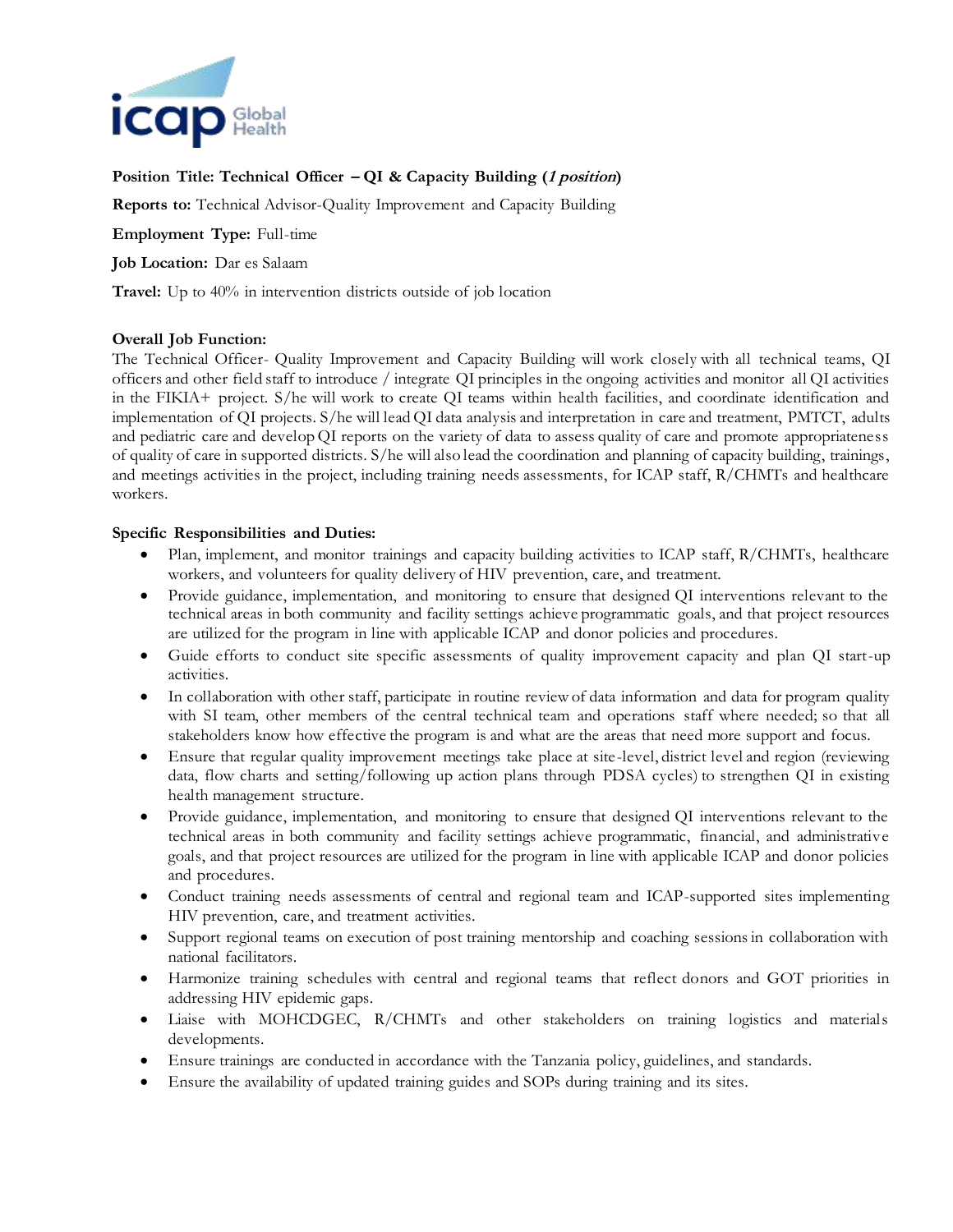**Position Title: Technical Officer – QI & Capacity Building (*1 position*)**

**Reports to:** Technical Advisor-Quality Improvement and Capacity Building

**Employment Type:** Full-time

**Job Location:** Dar es Salaam

**Travel:** Up to 40% in intervention districts outside of job location

**Overall Job Function:**

The Technical Officer- Quality Improvement and Capacity Building will work closely with all technical teams, QI officers and other field staff to introduce / integrate QI principles in the ongoing activities and monitor all QI activities in the FIKIA+ project. S/he will work to create QI teams within health facilities, and coordinate identification and implementation of QI projects. S/he will lead QI data analysis and interpretation in care and treatment, PMTCT, adults and pediatric care and develop QI reports on the variety of data to assess quality of care and promote appropriateness of quality of care in supported districts. S/he will also lead the coordination and planning of capacity building, trainings, and meetings activities in the project, including training needs assessments, for ICAP staff, R/CHMTs and healthcare workers.

**Specific Responsibilities and Duties:**

- Plan, implement, and monitor trainings and capacity building activities to ICAP staff, R/CHMTs, healthcare workers, and volunteers for quality delivery of HIV prevention, care, and treatment.
- Provide guidance, implementation, and monitoring to ensure that designed QI interventions relevant to the technical areas in both community and facility settings achieve programmatic goals, and that project resources are utilized for the program in line with applicable ICAP and donor policies and procedures.
- Guide efforts to conduct site specific assessments of quality improvement capacity and plan QI start-up activities.
- In collaboration with other staff, participate in routine review of data information and data for program quality with SI team, other members of the central technical team and operations staff where needed; so that all stakeholders know how effective the program is and what are the areas that need more support and focus.
- Ensure that regular quality improvement meetings take place at site-level, district level and region (reviewing data, flow charts and setting/following up action plans through PDSA cycles) to strengthen QI in existing health management structure.
- Provide guidance, implementation, and monitoring to ensure that designed QI interventions relevant to the technical areas in both community and facility settings achieve programmatic, financial, and administrative goals, and that project resources are utilized for the program in line with applicable ICAP and donor policies and procedures.
- Conduct training needs assessments of central and regional team and ICAP-supported sites implementing HIV prevention, care, and treatment activities.
- Support regional teams on execution of post training mentorship and coaching sessions in collaboration with national facilitators.
- Harmonize training schedules with central and regional teams that reflect donors and GOT priorities in addressing HIV epidemic gaps.
- Liaise with MOHCDGEC, R/CHMTs and other stakeholders on training logistics and materials developments.
- Ensure trainings are conducted in accordance with the Tanzania policy, guidelines, and standards.
- Ensure the availability of updated training guides and SOPs during training and its sites.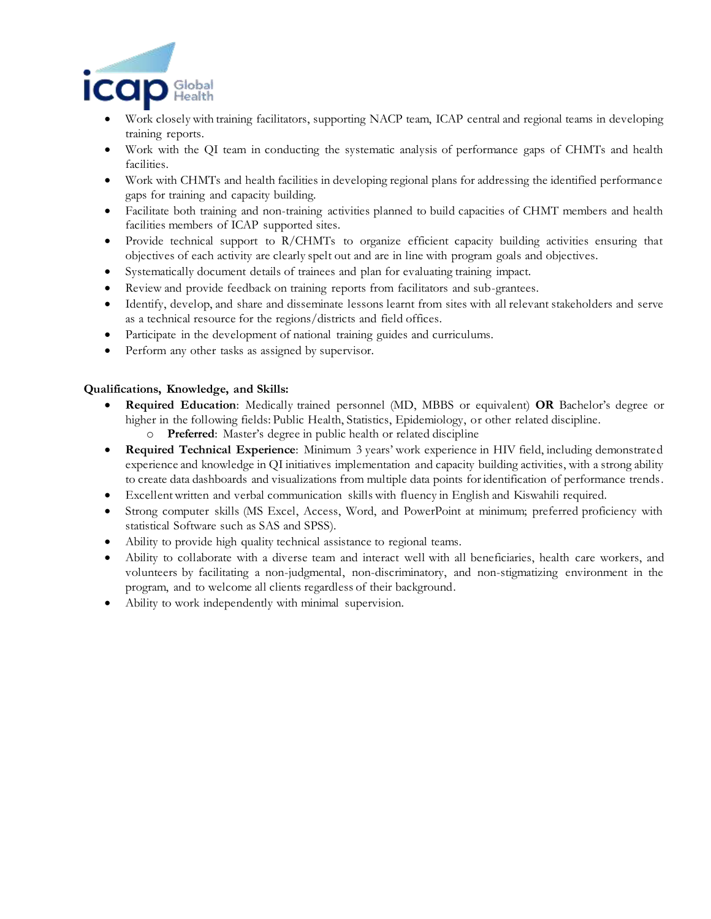- Work closely with training facilitators, supporting NACP team, ICAP central and regional teams in developing training reports.
- Work with the QI team in conducting the systematic analysis of performance gaps of CHMTs and health facilities.
- Work with CHMTs and health facilities in developing regional plans for addressing the identified performance gaps for training and capacity building.
- Facilitate both training and non-training activities planned to build capacities of CHMT members and health facilities members of ICAP supported sites.
- Provide technical support to R/CHMTs to organize efficient capacity building activities ensuring that objectives of each activity are clearly spelt out and are in line with program goals and objectives.
- Systematically document details of trainees and plan for evaluating training impact.
- Review and provide feedback on training reports from facilitators and sub-grantees.
- Identify, develop, and share and disseminate lessons learnt from sites with all relevant stakeholders and serve as a technical resource for the regions/districts and field offices.
- Participate in the development of national training guides and curriculums.
- Perform any other tasks as assigned by supervisor.

**Qualifications, Knowledge, and Skills:**

- **Required Education**: Medically trained personnel (MD, MBBS or equivalent) **OR** Bachelor's degree or higher in the following fields: Public Health, Statistics, Epidemiology, or other related discipline.
  - **Preferred**: Master's degree in public health or related discipline
- **Required Technical Experience**: Minimum 3 years' work experience in HIV field, including demonstrated experience and knowledge in QI initiatives implementation and capacity building activities, with a strong ability to create data dashboards and visualizations from multiple data points for identification of performance trends.
- Excellent written and verbal communication skills with fluency in English and Kiswahili required.
- Strong computer skills (MS Excel, Access, Word, and PowerPoint at minimum; preferred proficiency with statistical Software such as SAS and SPSS).
- Ability to provide high quality technical assistance to regional teams.
- Ability to collaborate with a diverse team and interact well with all beneficiaries, health care workers, and volunteers by facilitating a non-judgmental, non-discriminatory, and non-stigmatizing environment in the program, and to welcome all clients regardless of their background.
- Ability to work independently with minimal supervision.